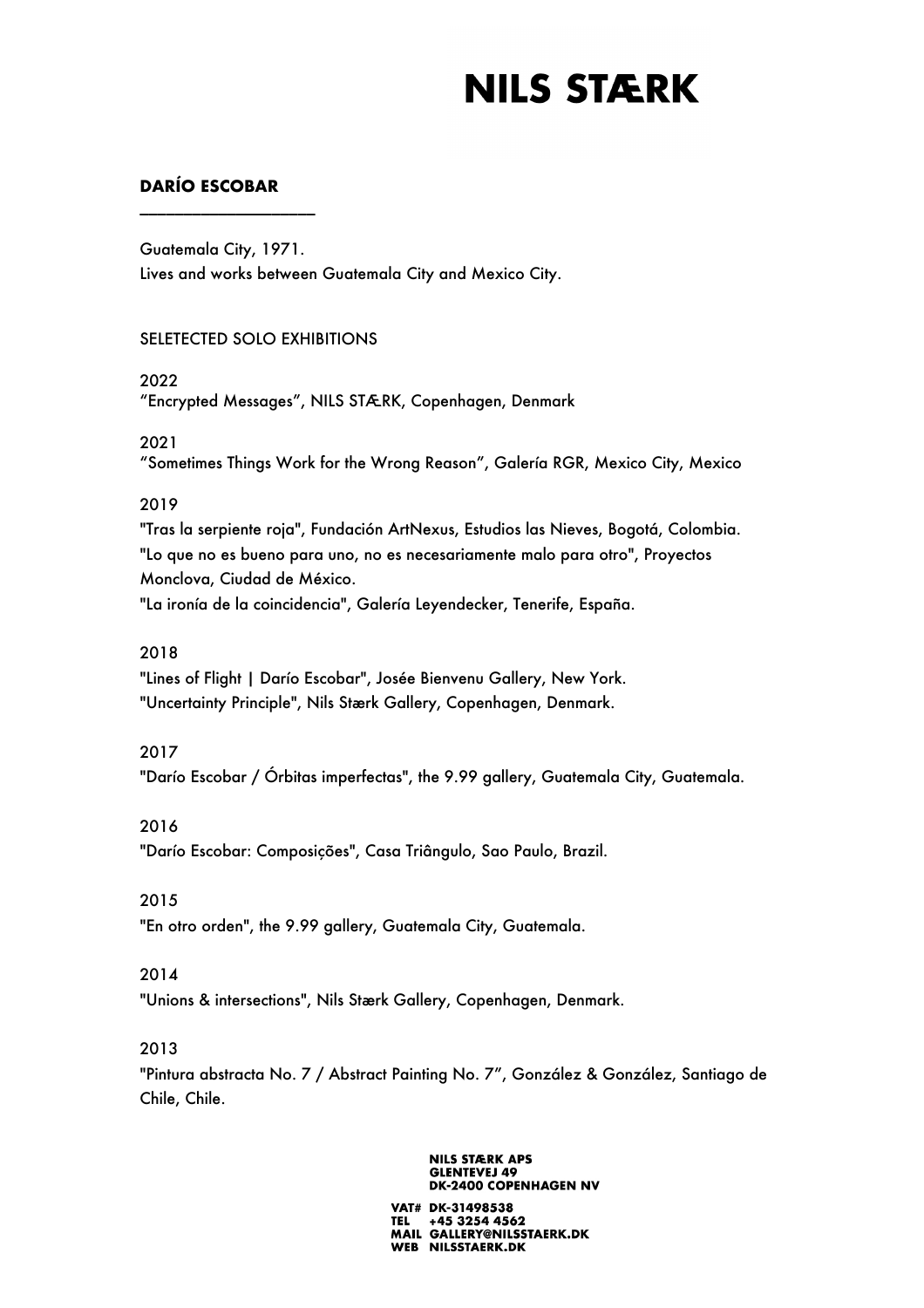# NILS STÆRK

**DARÍO ESCOBAR**

Guatemala City, 1971.
Lives and works between Guatemala City and Mexico City.

SELETECTED SOLO EXHIBITIONS

2022
"Encrypted Messages", NILS STÆRK, Copenhagen, Denmark

2021
"Sometimes Things Work for the Wrong Reason", Galería RGR, Mexico City, Mexico

2019
"Tras la serpiente roja", Fundación ArtNexus, Estudios las Nieves, Bogotá, Colombia.
"Lo que no es bueno para uno, no es necesariamente malo para otro", Proyectos Monclova, Ciudad de México.
"La ironía de la coincidencia", Galería Leyendecker, Tenerife, España.

2018
"Lines of Flight | Darío Escobar", Josée Bienvenu Gallery, New York.
"Uncertainty Principle", Nils Stærk Gallery, Copenhagen, Denmark.

2017
"Darío Escobar / Órbitas imperfectas", the 9.99 gallery, Guatemala City, Guatemala.

2016
"Darío Escobar: Composições", Casa Triângulo, Sao Paulo, Brazil.

2015
"En otro orden", the 9.99 gallery, Guatemala City, Guatemala.

2014
"Unions & intersections", Nils Stærk Gallery, Copenhagen, Denmark.

2013
"Pintura abstracta No. 7 / Abstract Painting No. 7", González & González, Santiago de Chile, Chile.

**NILS STÆRK APS**
**GLENTEVEJ 49**
**DK-2400 COPENHAGEN NV**

**VAT# DK-31498538**
**TEL +45 3254 4562**
**MAIL GALLERY@NILSSTAERK.DK**
**WEB NILSSTAERK.DK**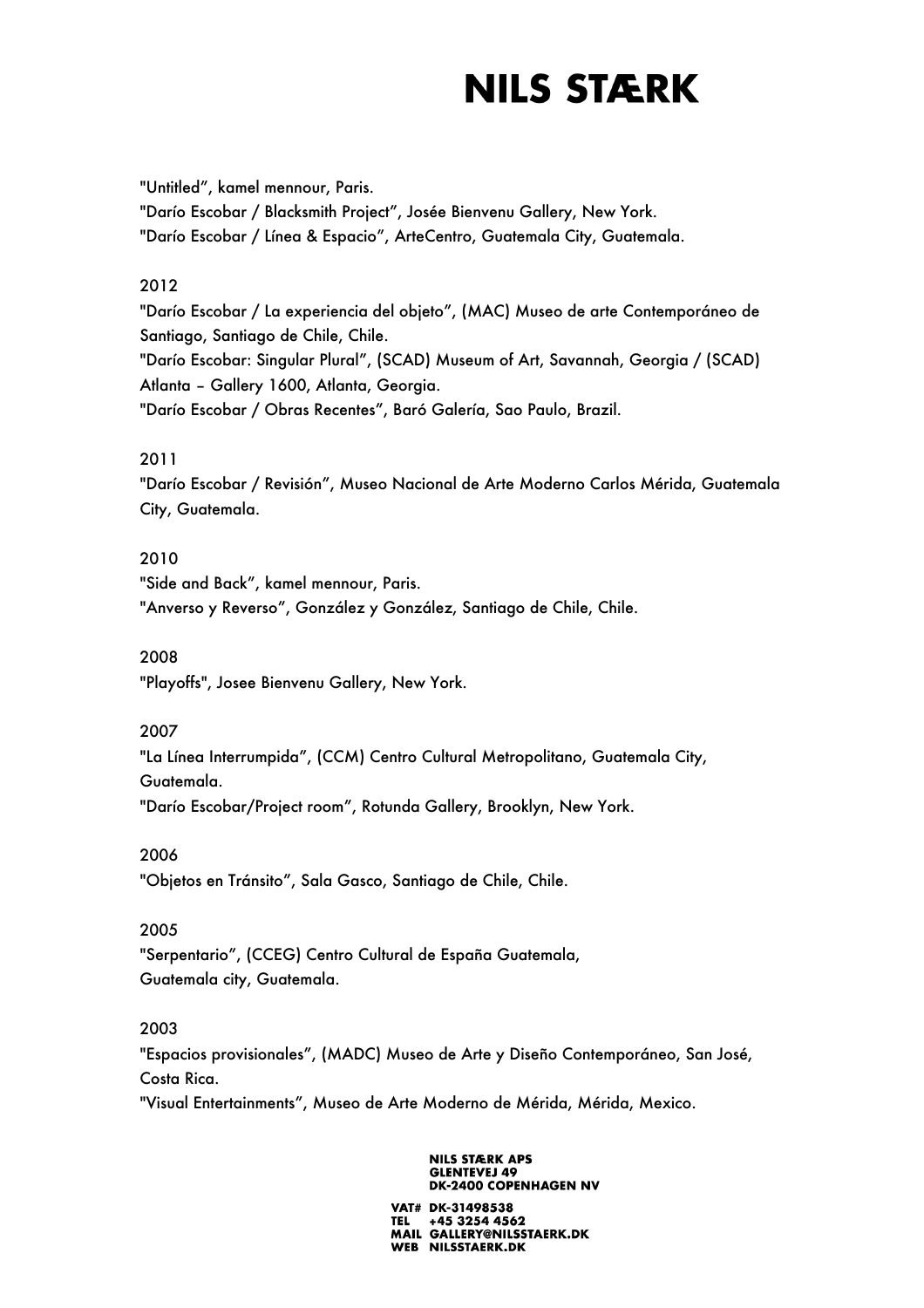"Untitled", kamel mennour, Paris.
"Darío Escobar / Blacksmith Project", Josée Bienvenu Gallery, New York.
"Darío Escobar / Línea & Espacio", ArteCentro, Guatemala City, Guatemala.

2012
"Darío Escobar / La experiencia del objeto", (MAC) Museo de arte Contemporáneo de Santiago, Santiago de Chile, Chile.
"Darío Escobar: Singular Plural", (SCAD) Museum of Art, Savannah, Georgia / (SCAD) Atlanta – Gallery 1600, Atlanta, Georgia.
"Darío Escobar / Obras Recentes", Baró Galería, Sao Paulo, Brazil.

2011
"Darío Escobar / Revisión", Museo Nacional de Arte Moderno Carlos Mérida, Guatemala City, Guatemala.

2010
"Side and Back", kamel mennour, Paris.
"Anverso y Reverso", González y González, Santiago de Chile, Chile.

2008
"Playoffs", Josee Bienvenu Gallery, New York.

2007
"La Línea Interrumpida", (CCM) Centro Cultural Metropolitano, Guatemala City, Guatemala.
"Darío Escobar/Project room", Rotunda Gallery, Brooklyn, New York.

2006
"Objetos en Tránsito", Sala Gasco, Santiago de Chile, Chile.

2005
"Serpentario", (CCEG) Centro Cultural de España Guatemala, Guatemala city, Guatemala.

2003
"Espacios provisionales", (MADC) Museo de Arte y Diseño Contemporáneo, San José, Costa Rica.
"Visual Entertainments", Museo de Arte Moderno de Mérida, Mérida, Mexico.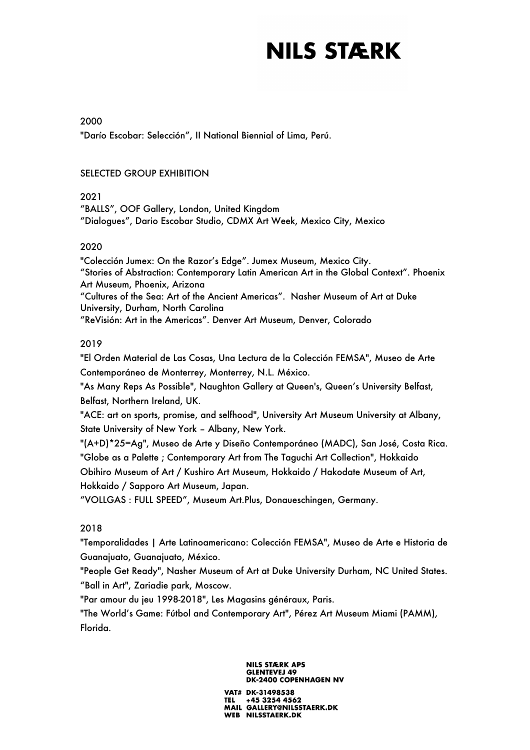2000

"Darío Escobar: Selección", II National Biennial of Lima, Perú.

SELECTED GROUP EXHIBITION

2021

"BALLS", OOF Gallery, London, United Kingdom
"Dialogues", Dario Escobar Studio, CDMX Art Week, Mexico City, Mexico

2020

"Colección Jumex: On the Razor's Edge". Jumex Museum, Mexico City.
"Stories of Abstraction: Contemporary Latin American Art in the Global Context". Phoenix Art Museum, Phoenix, Arizona
"Cultures of the Sea: Art of the Ancient Americas". Nasher Museum of Art at Duke University, Durham, North Carolina
"ReVisión: Art in the Americas". Denver Art Museum, Denver, Colorado

2019

"El Orden Material de Las Cosas, Una Lectura de la Colección FEMSA", Museo de Arte Contemporáneo de Monterrey, Monterrey, N.L. México.
"As Many Reps As Possible", Naughton Gallery at Queen's, Queen's University Belfast, Belfast, Northern Ireland, UK.
"ACE: art on sports, promise, and selfhood", University Art Museum University at Albany, State University of New York – Albany, New York.
"(A+D)*25=Ag", Museo de Arte y Diseño Contemporáneo (MADC), San José, Costa Rica.
"Globe as a Palette ; Contemporary Art from The Taguchi Art Collection", Hokkaido Obihiro Museum of Art / Kushiro Art Museum, Hokkaido / Hakodate Museum of Art, Hokkaido / Sapporo Art Museum, Japan.
"VOLLGAS : FULL SPEED", Museum Art.Plus, Donaueschingen, Germany.

2018

"Temporalidades | Arte Latinoamericano: Colección FEMSA", Museo de Arte e Historia de Guanajuato, Guanajuato, México.
"People Get Ready", Nasher Museum of Art at Duke University Durham, NC United States.
"Ball in Art", Zariadie park, Moscow.
"Par amour du jeu 1998-2018", Les Magasins généraux, Paris.
"The World's Game: Fútbol and Contemporary Art", Pérez Art Museum Miami (PAMM), Florida.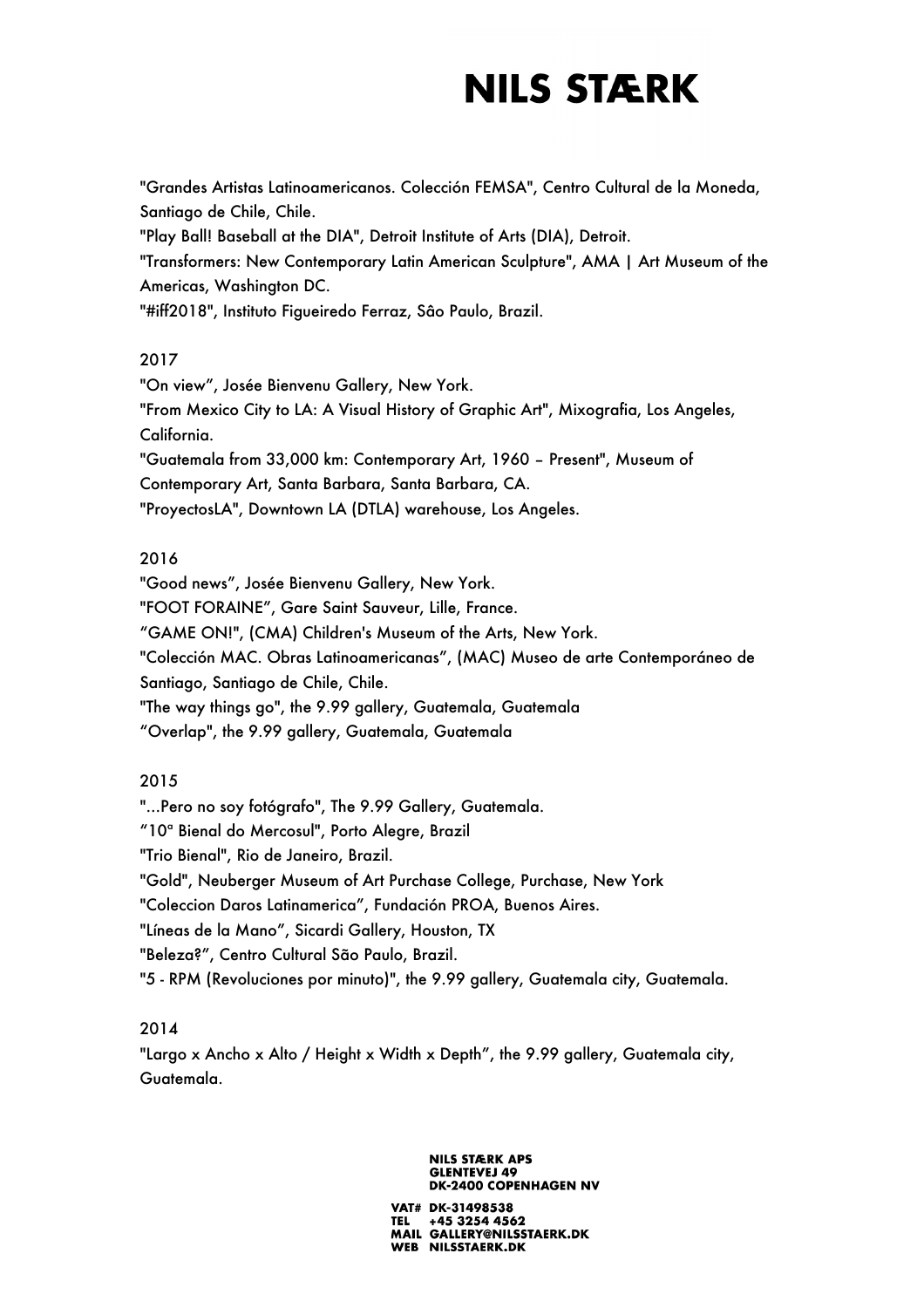"Grandes Artistas Latinoamericanos. Colección FEMSA", Centro Cultural de la Moneda, Santiago de Chile, Chile.
"Play Ball! Baseball at the DIA", Detroit Institute of Arts (DIA), Detroit.
"Transformers: New Contemporary Latin American Sculpture", AMA | Art Museum of the Americas, Washington DC.
"#iff2018", Instituto Figueiredo Ferraz, Sâo Paulo, Brazil.

2017

"On view", Josée Bienvenu Gallery, New York.
"From Mexico City to LA: A Visual History of Graphic Art", Mixografia, Los Angeles, California.
"Guatemala from 33,000 km: Contemporary Art, 1960 – Present", Museum of Contemporary Art, Santa Barbara, Santa Barbara, CA.
"ProyectosLA", Downtown LA (DTLA) warehouse, Los Angeles.

2016

"Good news", Josée Bienvenu Gallery, New York.
"FOOT FORAINE", Gare Saint Sauveur, Lille, France.
"GAME ON!", (CMA) Children's Museum of the Arts, New York.
"Colección MAC. Obras Latinoamericanas", (MAC) Museo de arte Contemporáneo de Santiago, Santiago de Chile, Chile.
"The way things go", the 9.99 gallery, Guatemala, Guatemala
"Overlap", the 9.99 gallery, Guatemala, Guatemala

2015

"...Pero no soy fotógrafo", The 9.99 Gallery, Guatemala.
"10ª Bienal do Mercosul", Porto Alegre, Brazil
"Trio Bienal", Rio de Janeiro, Brazil.
"Gold", Neuberger Museum of Art Purchase College, Purchase, New York
"Coleccion Daros Latinamerica", Fundación PROA, Buenos Aires.
"Líneas de la Mano", Sicardi Gallery, Houston, TX
"Beleza?", Centro Cultural São Paulo, Brazil.
"5 - RPM (Revoluciones por minuto)", the 9.99 gallery, Guatemala city, Guatemala.

2014

"Largo x Ancho x Alto / Height x Width x Depth", the 9.99 gallery, Guatemala city, Guatemala.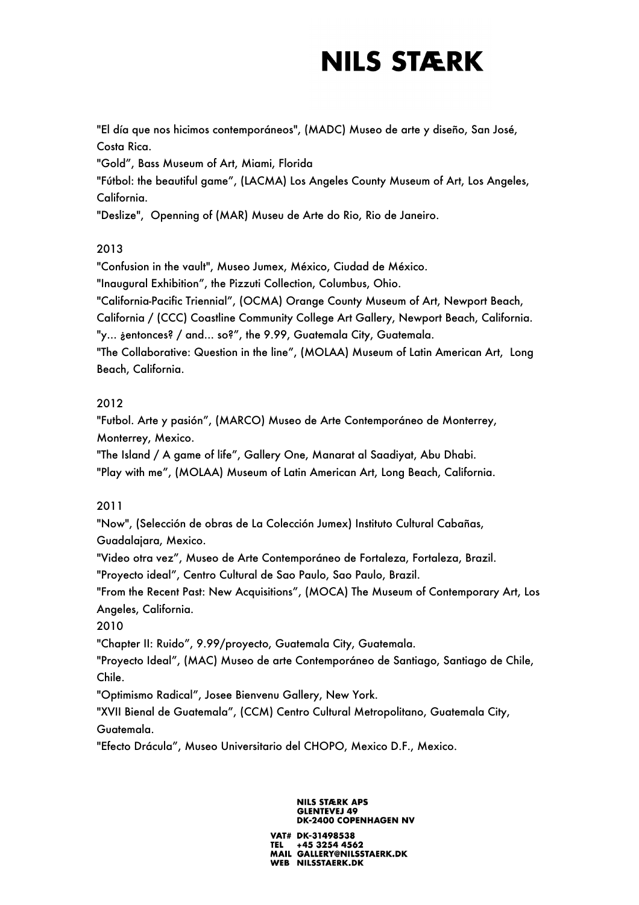"El día que nos hicimos contemporáneos", (MADC) Museo de arte y diseño, San José, Costa Rica.

"Gold", Bass Museum of Art, Miami, Florida

"Fútbol: the beautiful game", (LACMA) Los Angeles County Museum of Art, Los Angeles, California.

"Deslize", Openning of (MAR) Museu de Arte do Rio, Rio de Janeiro.

2013

"Confusion in the vault", Museo Jumex, México, Ciudad de México.

"Inaugural Exhibition", the Pizzuti Collection, Columbus, Ohio.

"California-Pacific Triennial", (OCMA) Orange County Museum of Art, Newport Beach, California / (CCC) Coastline Community College Art Gallery, Newport Beach, California.

"y... ¿entonces? / and... so?", the 9.99, Guatemala City, Guatemala.

"The Collaborative: Question in the line", (MOLAA) Museum of Latin American Art, Long Beach, California.

2012

"Futbol. Arte y pasión", (MARCO) Museo de Arte Contemporáneo de Monterrey, Monterrey, Mexico.

"The Island / A game of life", Gallery One, Manarat al Saadiyat, Abu Dhabi.

"Play with me", (MOLAA) Museum of Latin American Art, Long Beach, California.

2011

"Now", (Selección de obras de La Colección Jumex) Instituto Cultural Cabañas, Guadalajara, Mexico.

"Video otra vez", Museo de Arte Contemporáneo de Fortaleza, Fortaleza, Brazil.

"Proyecto ideal", Centro Cultural de Sao Paulo, Sao Paulo, Brazil.

"From the Recent Past: New Acquisitions", (MOCA) The Museum of Contemporary Art, Los Angeles, California.

2010

"Chapter II: Ruido", 9.99/proyecto, Guatemala City, Guatemala.

"Proyecto Ideal", (MAC) Museo de arte Contemporáneo de Santiago, Santiago de Chile, Chile.

"Optimismo Radical", Josee Bienvenu Gallery, New York.

"XVII Bienal de Guatemala", (CCM) Centro Cultural Metropolitano, Guatemala City, Guatemala.

"Efecto Drácula", Museo Universitario del CHOPO, Mexico D.F., Mexico.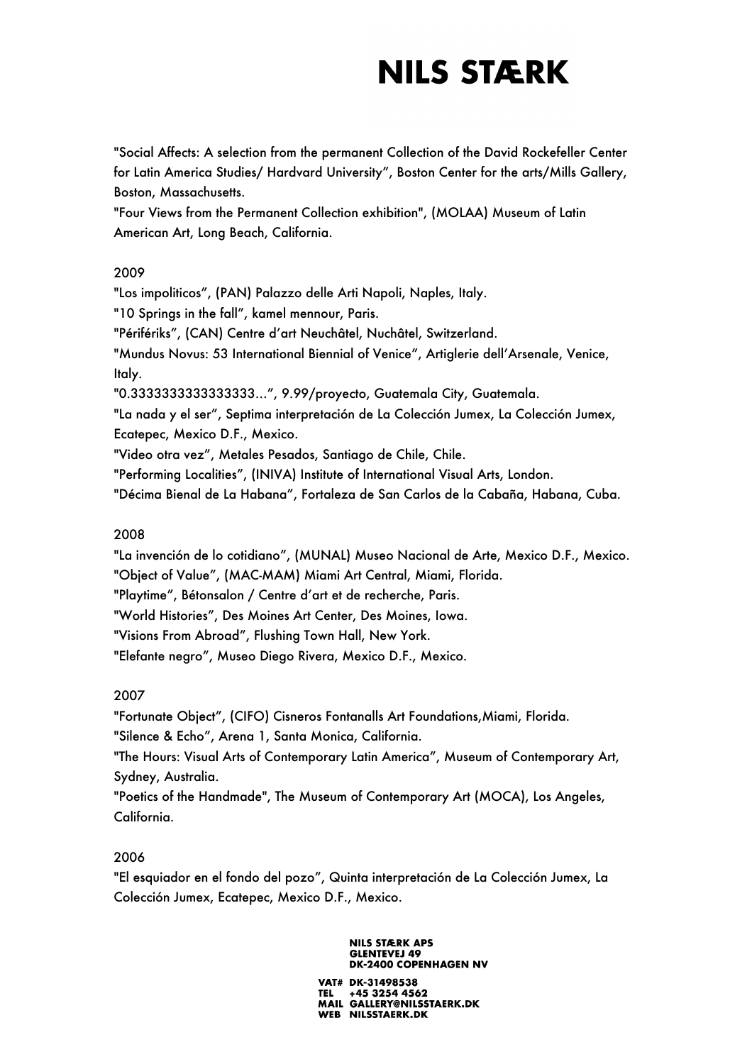"Social Affects: A selection from the permanent Collection of the David Rockefeller Center for Latin America Studies/ Hardvard University", Boston Center for the arts/Mills Gallery, Boston, Massachusetts.
"Four Views from the Permanent Collection exhibition", (MOLAA) Museum of Latin American Art, Long Beach, California.

2009
"Los impoliticos", (PAN) Palazzo delle Arti Napoli, Naples, Italy.
"10 Springs in the fall", kamel mennour, Paris.
"Périfériks", (CAN) Centre d'art Neuchâtel, Nuchâtel, Switzerland.
"Mundus Novus: 53 International Biennial of Venice", Artiglerie dell'Arsenale, Venice, Italy.
"0.3333333333333333...", 9.99/proyecto, Guatemala City, Guatemala.
"La nada y el ser", Septima interpretación de La Colección Jumex, La Colección Jumex, Ecatepec, Mexico D.F., Mexico.
"Video otra vez", Metales Pesados, Santiago de Chile, Chile.
"Performing Localities", (INIVA) Institute of International Visual Arts, London.
"Décima Bienal de La Habana", Fortaleza de San Carlos de la Cabaña, Habana, Cuba.

2008
"La invención de lo cotidiano", (MUNAL) Museo Nacional de Arte, Mexico D.F., Mexico.
"Object of Value", (MAC-MAM) Miami Art Central, Miami, Florida.
"Playtime", Bétonsalon / Centre d'art et de recherche, Paris.
"World Histories", Des Moines Art Center, Des Moines, Iowa.
"Visions From Abroad", Flushing Town Hall, New York.
"Elefante negro", Museo Diego Rivera, Mexico D.F., Mexico.

2007
"Fortunate Object", (CIFO) Cisneros Fontanalls Art Foundations,Miami, Florida.
"Silence & Echo", Arena 1, Santa Monica, California.
"The Hours: Visual Arts of Contemporary Latin America", Museum of Contemporary Art, Sydney, Australia.
"Poetics of the Handmade", The Museum of Contemporary Art (MOCA), Los Angeles, California.

2006
"El esquiador en el fondo del pozo", Quinta interpretación de La Colección Jumex, La Colección Jumex, Ecatepec, Mexico D.F., Mexico.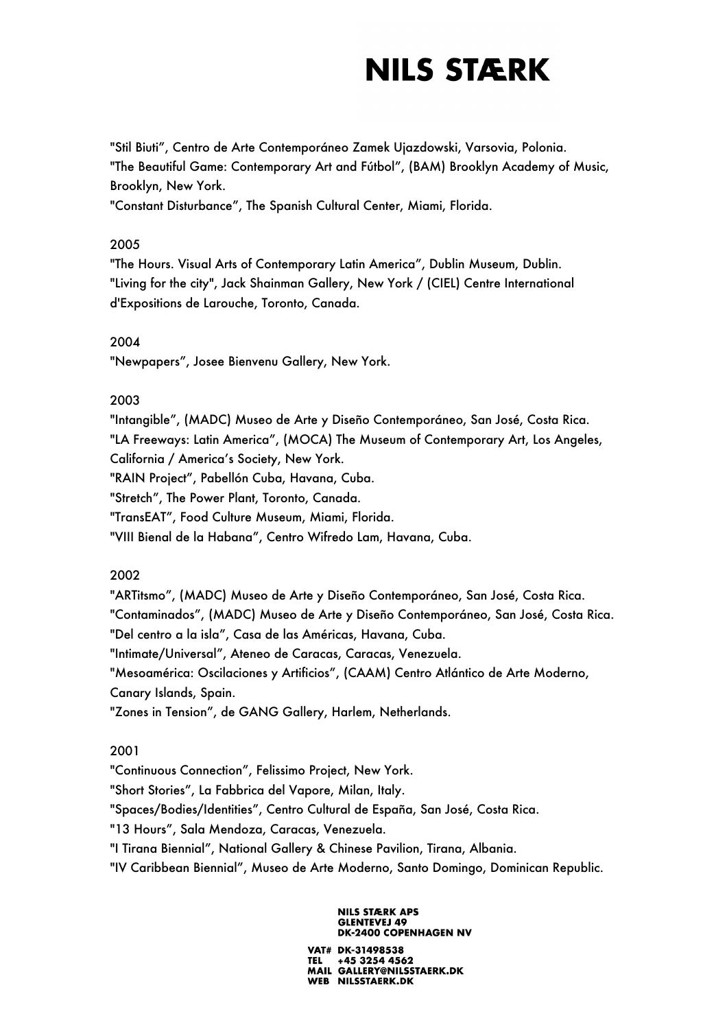"Stil Biuti", Centro de Arte Contemporáneo Zamek Ujazdowski, Varsovia, Polonia.
"The Beautiful Game: Contemporary Art and Fútbol", (BAM) Brooklyn Academy of Music, Brooklyn, New York.
"Constant Disturbance", The Spanish Cultural Center, Miami, Florida.

2005
"The Hours. Visual Arts of Contemporary Latin America", Dublin Museum, Dublin.
"Living for the city", Jack Shainman Gallery, New York / (CIEL) Centre International d'Expositions de Larouche, Toronto, Canada.

2004
"Newpapers", Josee Bienvenu Gallery, New York.

2003
"Intangible", (MADC) Museo de Arte y Diseño Contemporáneo, San José, Costa Rica.
"LA Freeways: Latin America", (MOCA) The Museum of Contemporary Art, Los Angeles, California / America's Society, New York.
"RAIN Project", Pabellón Cuba, Havana, Cuba.
"Stretch", The Power Plant, Toronto, Canada.
"TransEAT", Food Culture Museum, Miami, Florida.
"VIII Bienal de la Habana", Centro Wifredo Lam, Havana, Cuba.

2002
"ARTitsmo", (MADC) Museo de Arte y Diseño Contemporáneo, San José, Costa Rica.
"Contaminados", (MADC) Museo de Arte y Diseño Contemporáneo, San José, Costa Rica.
"Del centro a la isla", Casa de las Américas, Havana, Cuba.
"Intimate/Universal", Ateneo de Caracas, Caracas, Venezuela.
"Mesoamérica: Oscilaciones y Artificios", (CAAM) Centro Atlántico de Arte Moderno, Canary Islands, Spain.
"Zones in Tension", de GANG Gallery, Harlem, Netherlands.

2001
"Continuous Connection", Felissimo Project, New York.
"Short Stories", La Fabbrica del Vapore, Milan, Italy.
"Spaces/Bodies/Identities", Centro Cultural de España, San José, Costa Rica.
"13 Hours", Sala Mendoza, Caracas, Venezuela.
"I Tirana Biennial", National Gallery & Chinese Pavilion, Tirana, Albania.
"IV Caribbean Biennial", Museo de Arte Moderno, Santo Domingo, Dominican Republic.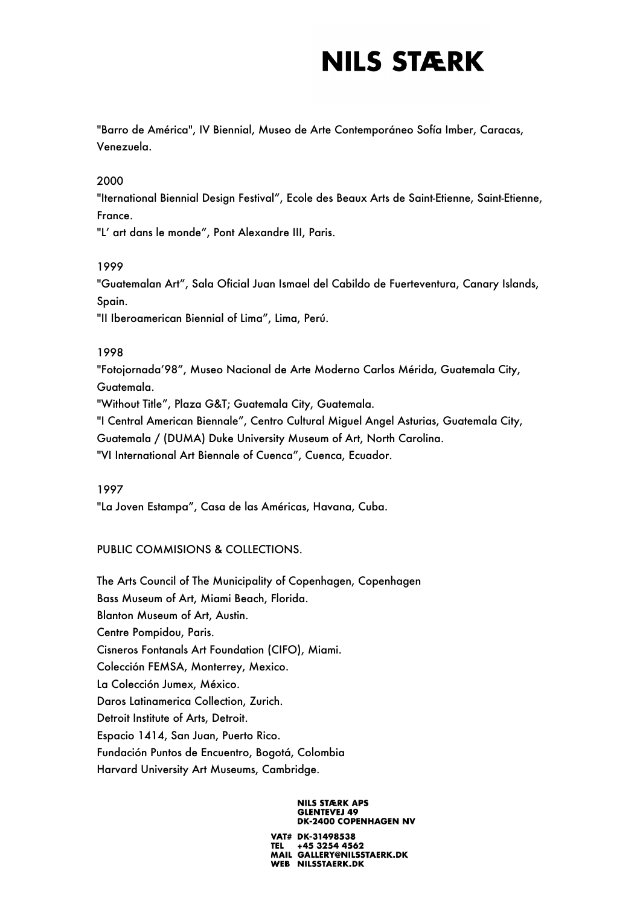"Barro de América", IV Biennial, Museo de Arte Contemporáneo Sofía Imber, Caracas, Venezuela.

2000

"Iternational Biennial Design Festival", Ecole des Beaux Arts de Saint-Etienne, Saint-Etienne, France.

"L' art dans le monde", Pont Alexandre III, Paris.

1999

"Guatemalan Art", Sala Oficial Juan Ismael del Cabildo de Fuerteventura, Canary Islands, Spain.

"II Iberoamerican Biennial of Lima", Lima, Perú.

1998

"Fotojornada'98", Museo Nacional de Arte Moderno Carlos Mérida, Guatemala City, Guatemala.

"Without Title", Plaza G&T; Guatemala City, Guatemala.

"I Central American Biennale", Centro Cultural Miguel Angel Asturias, Guatemala City, Guatemala / (DUMA) Duke University Museum of Art, North Carolina.

"VI International Art Biennale of Cuenca", Cuenca, Ecuador.

1997

"La Joven Estampa", Casa de las Américas, Havana, Cuba.

PUBLIC COMMISIONS & COLLECTIONS.

The Arts Council of The Municipality of Copenhagen, Copenhagen
Bass Museum of Art, Miami Beach, Florida.
Blanton Museum of Art, Austin.
Centre Pompidou, Paris.
Cisneros Fontanals Art Foundation (CIFO), Miami.
Colección FEMSA, Monterrey, Mexico.
La Colección Jumex, México.
Daros Latinamerica Collection, Zurich.
Detroit Institute of Arts, Detroit.
Espacio 1414, San Juan, Puerto Rico.
Fundación Puntos de Encuentro, Bogotá, Colombia
Harvard University Art Museums, Cambridge.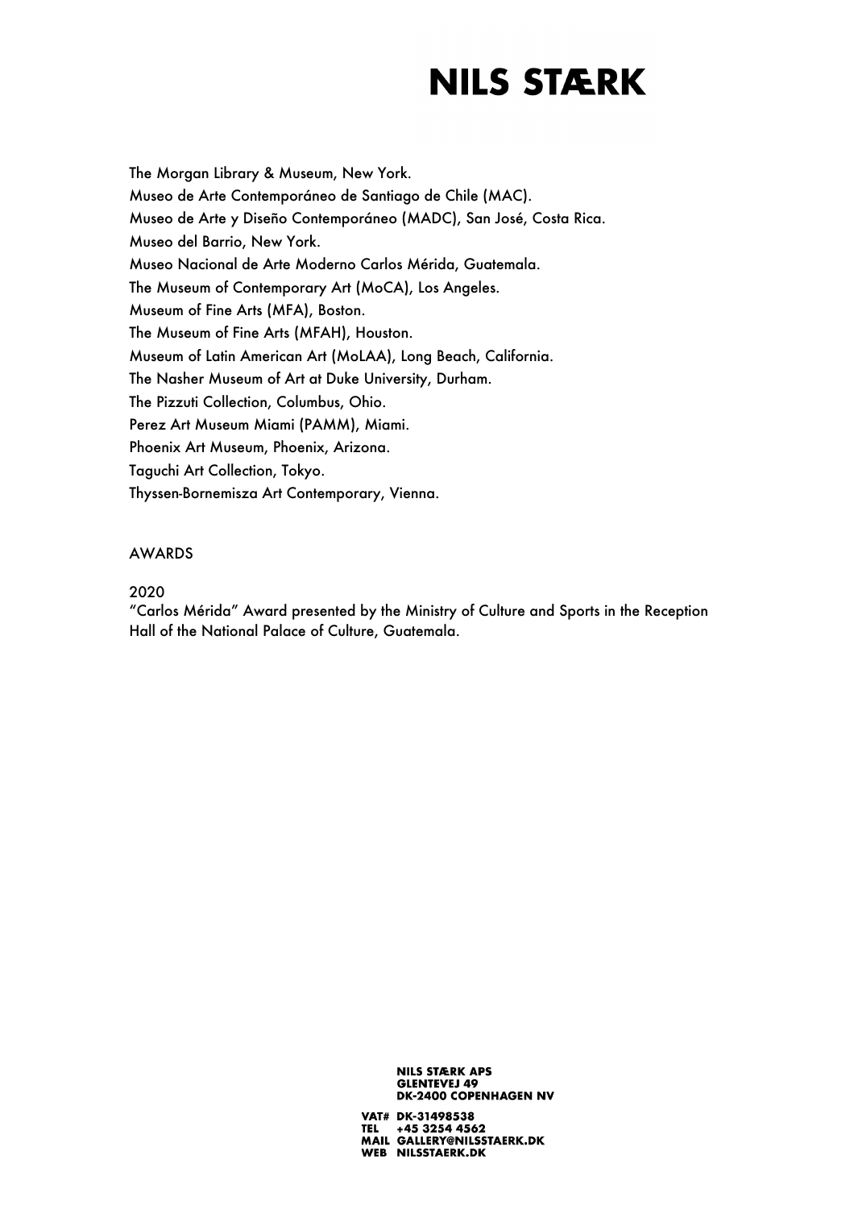The Morgan Library & Museum, New York.
Museo de Arte Contemporáneo de Santiago de Chile (MAC).
Museo de Arte y Diseño Contemporáneo (MADC), San José, Costa Rica.
Museo del Barrio, New York.
Museo Nacional de Arte Moderno Carlos Mérida, Guatemala.
The Museum of Contemporary Art (MoCA), Los Angeles.
Museum of Fine Arts (MFA), Boston.
The Museum of Fine Arts (MFAH), Houston.
Museum of Latin American Art (MoLAA), Long Beach, California.
The Nasher Museum of Art at Duke University, Durham.
The Pizzuti Collection, Columbus, Ohio.
Perez Art Museum Miami (PAMM), Miami.
Phoenix Art Museum, Phoenix, Arizona.
Taguchi Art Collection, Tokyo.
Thyssen-Bornemisza Art Contemporary, Vienna.

AWARDS

2020
"Carlos Mérida" Award presented by the Ministry of Culture and Sports in the Reception Hall of the National Palace of Culture, Guatemala.